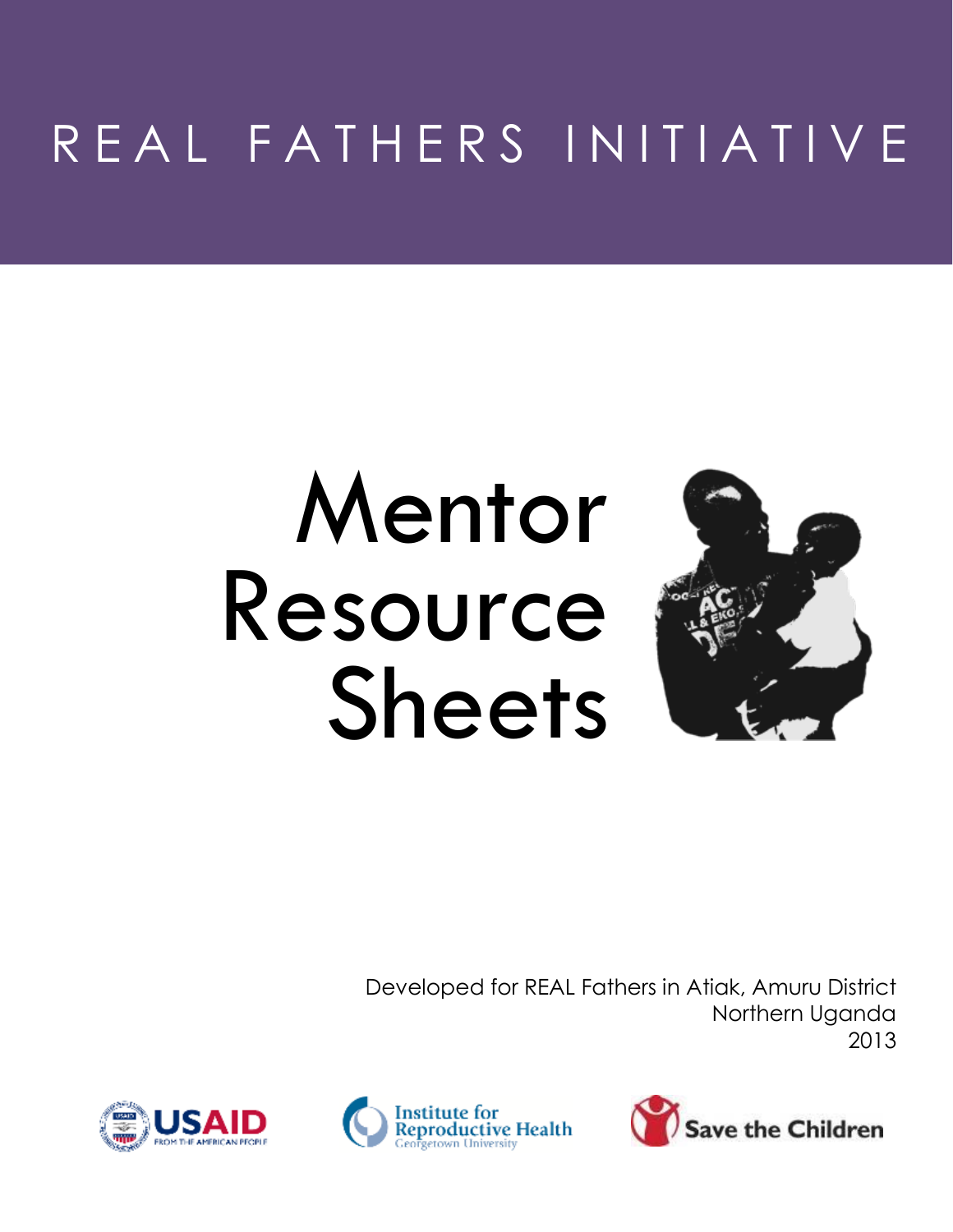# REAL FATHERS INITIATIVE

# Mentor Resource Sheets

Developed for REAL Fathers in Atiak, Amuru District
Northern Uganda
2013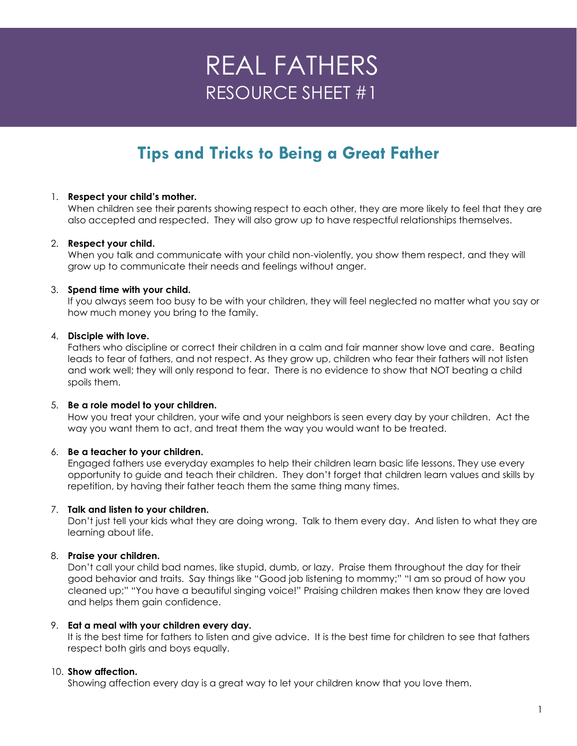# REAL FATHERS
## RESOURCE SHEET #1

## Tips and Tricks to Being a Great Father

1. **Respect your child's mother.**
   When children see their parents showing respect to each other, they are more likely to feel that they are also accepted and respected. They will also grow up to have respectful relationships themselves.

2. **Respect your child.**
   When you talk and communicate with your child non-violently, you show them respect, and they will grow up to communicate their needs and feelings without anger.

3. **Spend time with your child.**
   If you always seem too busy to be with your children, they will feel neglected no matter what you say or how much money you bring to the family.

4. **Disciple with love.**
   Fathers who discipline or correct their children in a calm and fair manner show love and care. Beating leads to fear of fathers, and not respect. As they grow up, children who fear their fathers will not listen and work well; they will only respond to fear. There is no evidence to show that NOT beating a child spoils them.

5. **Be a role model to your children.**
   How you treat your children, your wife and your neighbors is seen every day by your children. Act the way you want them to act, and treat them the way you would want to be treated.

6. **Be a teacher to your children.**
   Engaged fathers use everyday examples to help their children learn basic life lessons. They use every opportunity to guide and teach their children. They don't forget that children learn values and skills by repetition, by having their father teach them the same thing many times.

7. **Talk and listen to your children.**
   Don't just tell your kids what they are doing wrong. Talk to them every day. And listen to what they are learning about life.

8. **Praise your children.**
   Don't call your child bad names, like stupid, dumb, or lazy. Praise them throughout the day for their good behavior and traits. Say things like "Good job listening to mommy;" "I am so proud of how you cleaned up;" "You have a beautiful singing voice!" Praising children makes then know they are loved and helps them gain confidence.

9. **Eat a meal with your children every day.**
   It is the best time for fathers to listen and give advice. It is the best time for children to see that fathers respect both girls and boys equally.

10. **Show affection.**
    Showing affection every day is a great way to let your children know that you love them.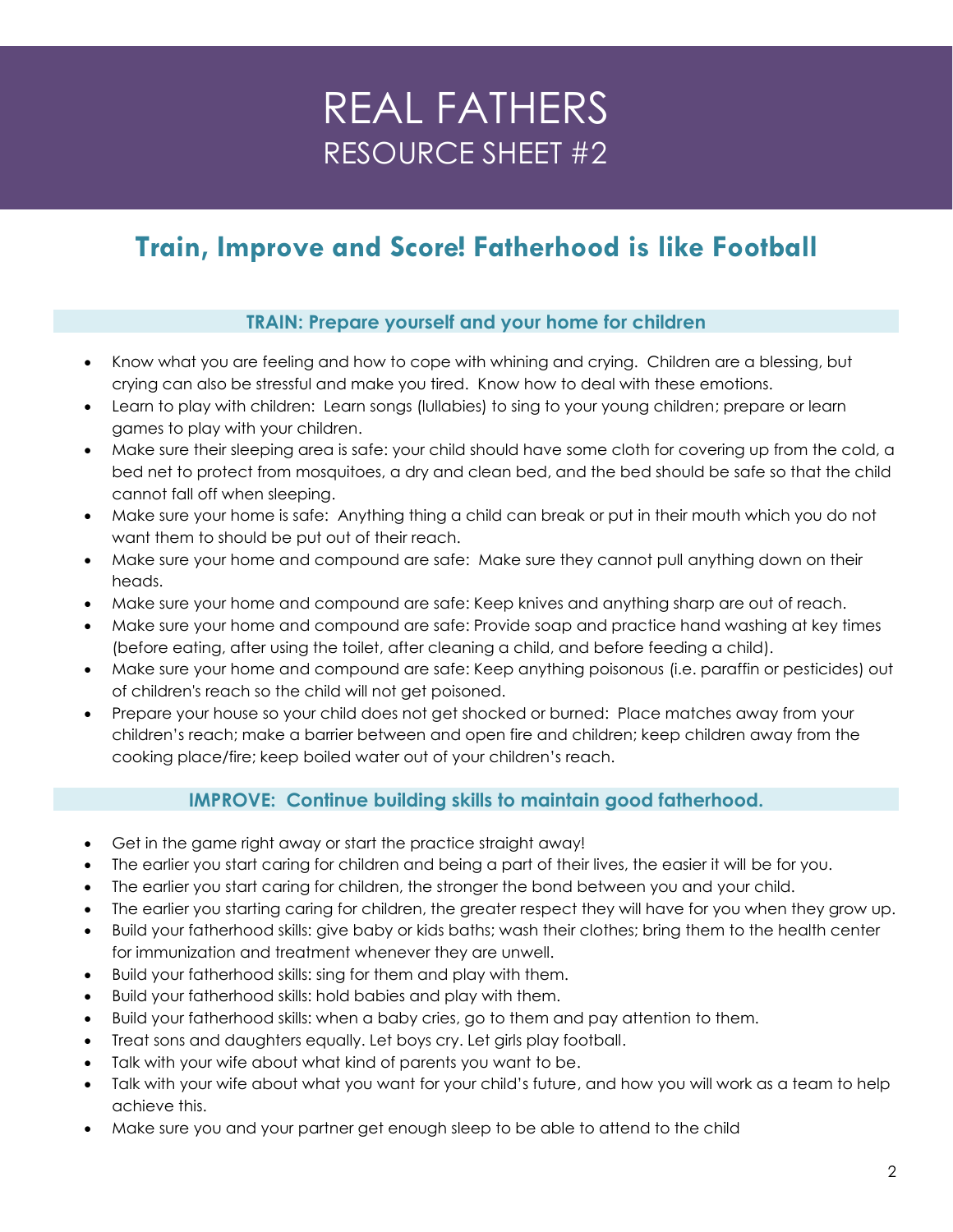# REAL FATHERS
## RESOURCE SHEET #2

## Train, Improve and Score! Fatherhood is like Football

### TRAIN: Prepare yourself and your home for children

- Know what you are feeling and how to cope with whining and crying.  Children are a blessing, but crying can also be stressful and make you tired.  Know how to deal with these emotions.
- Learn to play with children:  Learn songs (lullabies) to sing to your young children; prepare or learn games to play with your children.
- Make sure their sleeping area is safe: your child should have some cloth for covering up from the cold, a bed net to protect from mosquitoes, a dry and clean bed, and the bed should be safe so that the child cannot fall off when sleeping.
- Make sure your home is safe:  Anything thing a child can break or put in their mouth which you do not want them to should be put out of their reach.
- Make sure your home and compound are safe:  Make sure they cannot pull anything down on their heads.
- Make sure your home and compound are safe: Keep knives and anything sharp are out of reach.
- Make sure your home and compound are safe: Provide soap and practice hand washing at key times (before eating, after using the toilet, after cleaning a child, and before feeding a child).
- Make sure your home and compound are safe: Keep anything poisonous (i.e. paraffin or pesticides) out of children's reach so the child will not get poisoned.
- Prepare your house so your child does not get shocked or burned:  Place matches away from your children's reach; make a barrier between and open fire and children; keep children away from the cooking place/fire; keep boiled water out of your children's reach.

### IMPROVE:  Continue building skills to maintain good fatherhood.

- Get in the game right away or start the practice straight away!
- The earlier you start caring for children and being a part of their lives, the easier it will be for you.
- The earlier you start caring for children, the stronger the bond between you and your child.
- The earlier you starting caring for children, the greater respect they will have for you when they grow up.
- Build your fatherhood skills: give baby or kids baths; wash their clothes; bring them to the health center for immunization and treatment whenever they are unwell.
- Build your fatherhood skills: sing for them and play with them.
- Build your fatherhood skills: hold babies and play with them.
- Build your fatherhood skills: when a baby cries, go to them and pay attention to them.
- Treat sons and daughters equally. Let boys cry. Let girls play football.
- Talk with your wife about what kind of parents you want to be.
- Talk with your wife about what you want for your child's future, and how you will work as a team to help achieve this.
- Make sure you and your partner get enough sleep to be able to attend to the child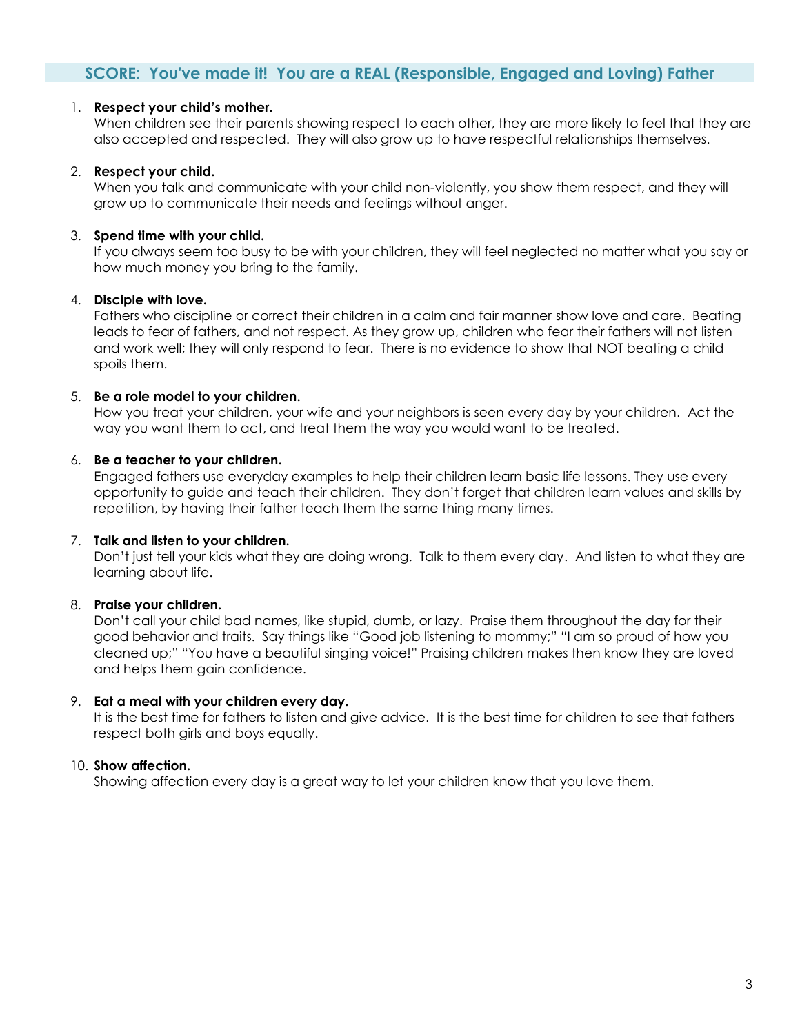## SCORE: You've made it! You are a REAL (Responsible, Engaged and Loving) Father

1. **Respect your child's mother.**
   When children see their parents showing respect to each other, they are more likely to feel that they are also accepted and respected. They will also grow up to have respectful relationships themselves.

2. **Respect your child.**
   When you talk and communicate with your child non-violently, you show them respect, and they will grow up to communicate their needs and feelings without anger.

3. **Spend time with your child.**
   If you always seem too busy to be with your children, they will feel neglected no matter what you say or how much money you bring to the family.

4. **Disciple with love.**
   Fathers who discipline or correct their children in a calm and fair manner show love and care. Beating leads to fear of fathers, and not respect. As they grow up, children who fear their fathers will not listen and work well; they will only respond to fear. There is no evidence to show that NOT beating a child spoils them.

5. **Be a role model to your children.**
   How you treat your children, your wife and your neighbors is seen every day by your children. Act the way you want them to act, and treat them the way you would want to be treated.

6. **Be a teacher to your children.**
   Engaged fathers use everyday examples to help their children learn basic life lessons. They use every opportunity to guide and teach their children. They don't forget that children learn values and skills by repetition, by having their father teach them the same thing many times.

7. **Talk and listen to your children.**
   Don't just tell your kids what they are doing wrong. Talk to them every day. And listen to what they are learning about life.

8. **Praise your children.**
   Don't call your child bad names, like stupid, dumb, or lazy. Praise them throughout the day for their good behavior and traits. Say things like "Good job listening to mommy;" "I am so proud of how you cleaned up;" "You have a beautiful singing voice!" Praising children makes then know they are loved and helps them gain confidence.

9. **Eat a meal with your children every day.**
   It is the best time for fathers to listen and give advice. It is the best time for children to see that fathers respect both girls and boys equally.

10. **Show affection.**
    Showing affection every day is a great way to let your children know that you love them.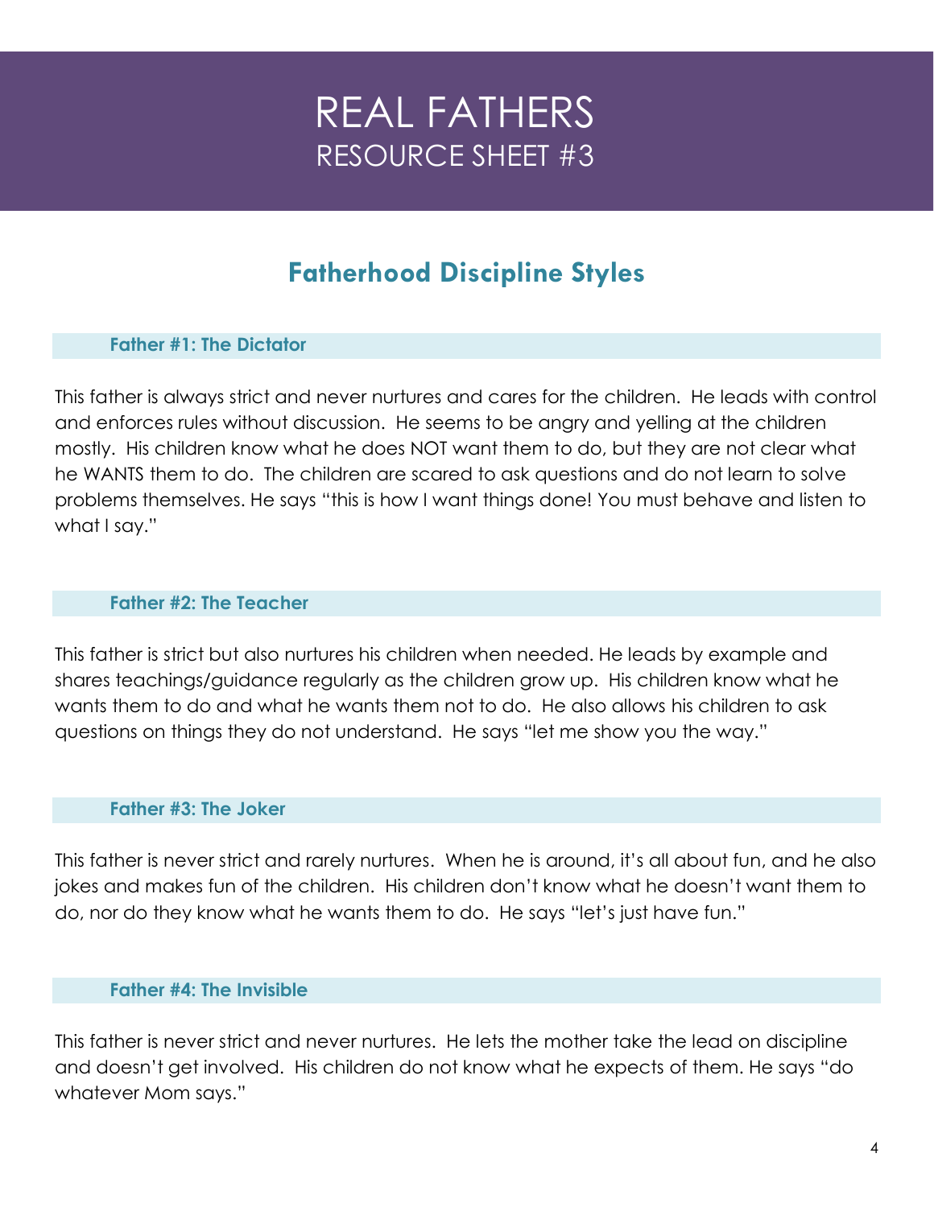# REAL FATHERS
## RESOURCE SHEET #3

## Fatherhood Discipline Styles

### Father #1: The Dictator

This father is always strict and never nurtures and cares for the children. He leads with control and enforces rules without discussion. He seems to be angry and yelling at the children mostly. His children know what he does NOT want them to do, but they are not clear what he WANTS them to do. The children are scared to ask questions and do not learn to solve problems themselves. He says "this is how I want things done! You must behave and listen to what I say."

### Father #2: The Teacher

This father is strict but also nurtures his children when needed. He leads by example and shares teachings/guidance regularly as the children grow up. His children know what he wants them to do and what he wants them not to do. He also allows his children to ask questions on things they do not understand. He says "let me show you the way."

### Father #3: The Joker

This father is never strict and rarely nurtures. When he is around, it's all about fun, and he also jokes and makes fun of the children. His children don't know what he doesn't want them to do, nor do they know what he wants them to do. He says "let's just have fun."

### Father #4: The Invisible

This father is never strict and never nurtures. He lets the mother take the lead on discipline and doesn't get involved. His children do not know what he expects of them. He says "do whatever Mom says."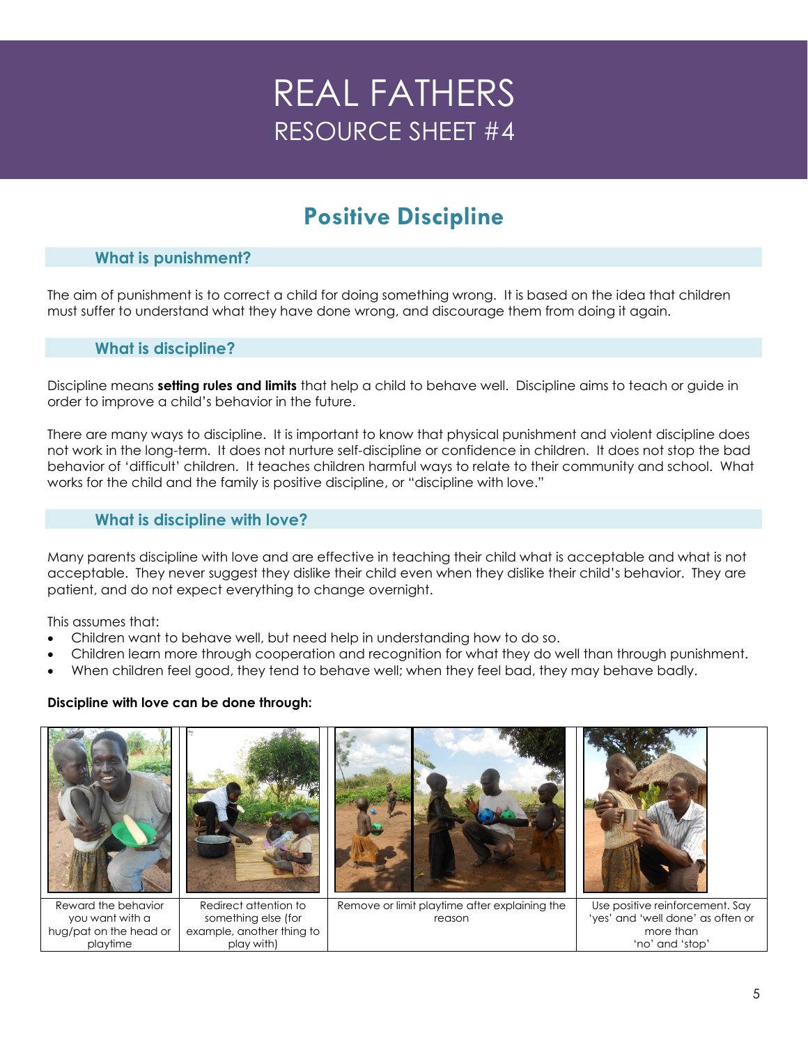# REAL FATHERS
## RESOURCE SHEET #4

## Positive Discipline

### What is punishment?

The aim of punishment is to correct a child for doing something wrong. It is based on the idea that children must suffer to understand what they have done wrong, and discourage them from doing it again.

### What is discipline?

Discipline means **setting rules and limits** that help a child to behave well. Discipline aims to teach or guide in order to improve a child's behavior in the future.

There are many ways to discipline. It is important to know that physical punishment and violent discipline does not work in the long-term. It does not nurture self-discipline or confidence in children. It does not stop the bad behavior of 'difficult' children. It teaches children harmful ways to relate to their community and school. What works for the child and the family is positive discipline, or "discipline with love."

### What is discipline with love?

Many parents discipline with love and are effective in teaching their child what is acceptable and what is not acceptable. They never suggest they dislike their child even when they dislike their child's behavior. They are patient, and do not expect everything to change overnight.

This assumes that:

- Children want to behave well, but need help in understanding how to do so.
- Children learn more through cooperation and recognition for what they do well than through punishment.
- When children feel good, they tend to behave well; when they feel bad, they may behave badly.

**Discipline with love can be done through:**

| Reward the behavior you want with a hug/pat on the head or playtime | Redirect attention to something else (for example, another thing to play with) | Remove or limit playtime after explaining the reason | Use positive reinforcement. Say 'yes' and 'well done' as often or more than 'no' and 'stop' |
|---|---|---|---|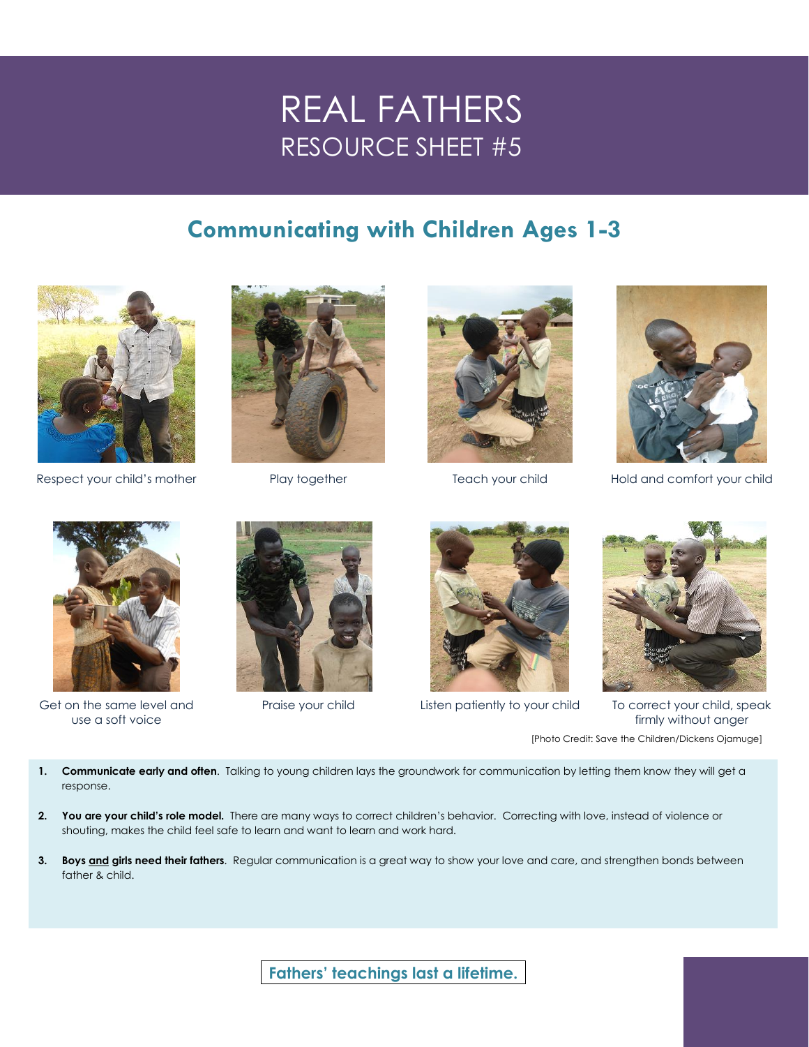# REAL FATHERS
## RESOURCE SHEET #5

## Communicating with Children Ages 1-3

Respect your child's mother

Play together

Teach your child

Hold and comfort your child

Get on the same level and use a soft voice

Praise your child

Listen patiently to your child

To correct your child, speak firmly without anger

[Photo Credit: Save the Children/Dickens Ojamuge]

1. **Communicate early and often**. Talking to young children lays the groundwork for communication by letting them know they will get a response.

2. **You are your child's role model.** There are many ways to correct children's behavior. Correcting with love, instead of violence or shouting, makes the child feel safe to learn and want to learn and work hard.

3. **Boys <u>and</u> girls need their fathers**. Regular communication is a great way to show your love and care, and strengthen bonds between father & child.

**Fathers' teachings last a lifetime.**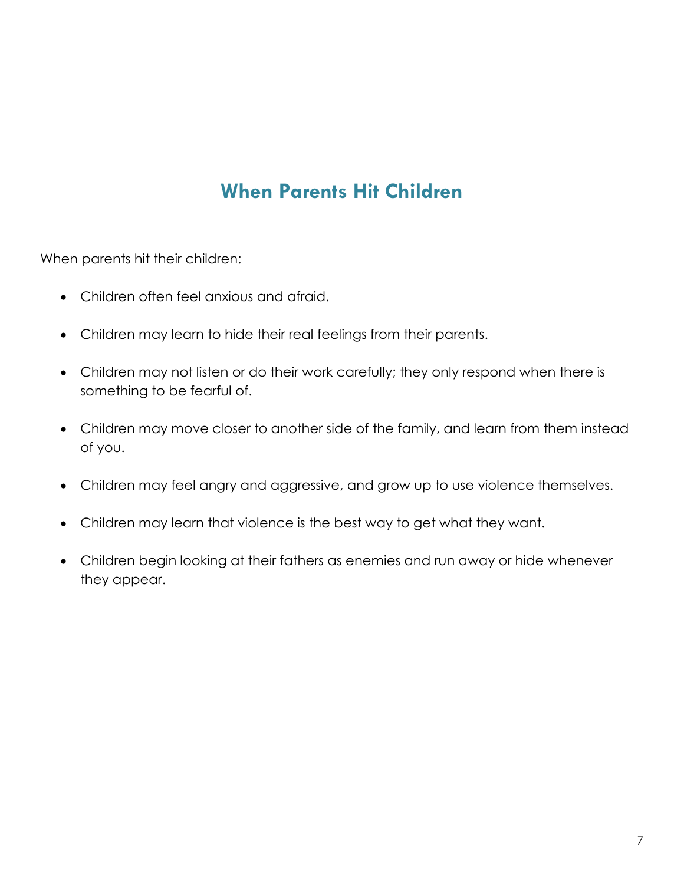## When Parents Hit Children

When parents hit their children:

- Children often feel anxious and afraid.
- Children may learn to hide their real feelings from their parents.
- Children may not listen or do their work carefully; they only respond when there is something to be fearful of.
- Children may move closer to another side of the family, and learn from them instead of you.
- Children may feel angry and aggressive, and grow up to use violence themselves.
- Children may learn that violence is the best way to get what they want.
- Children begin looking at their fathers as enemies and run away or hide whenever they appear.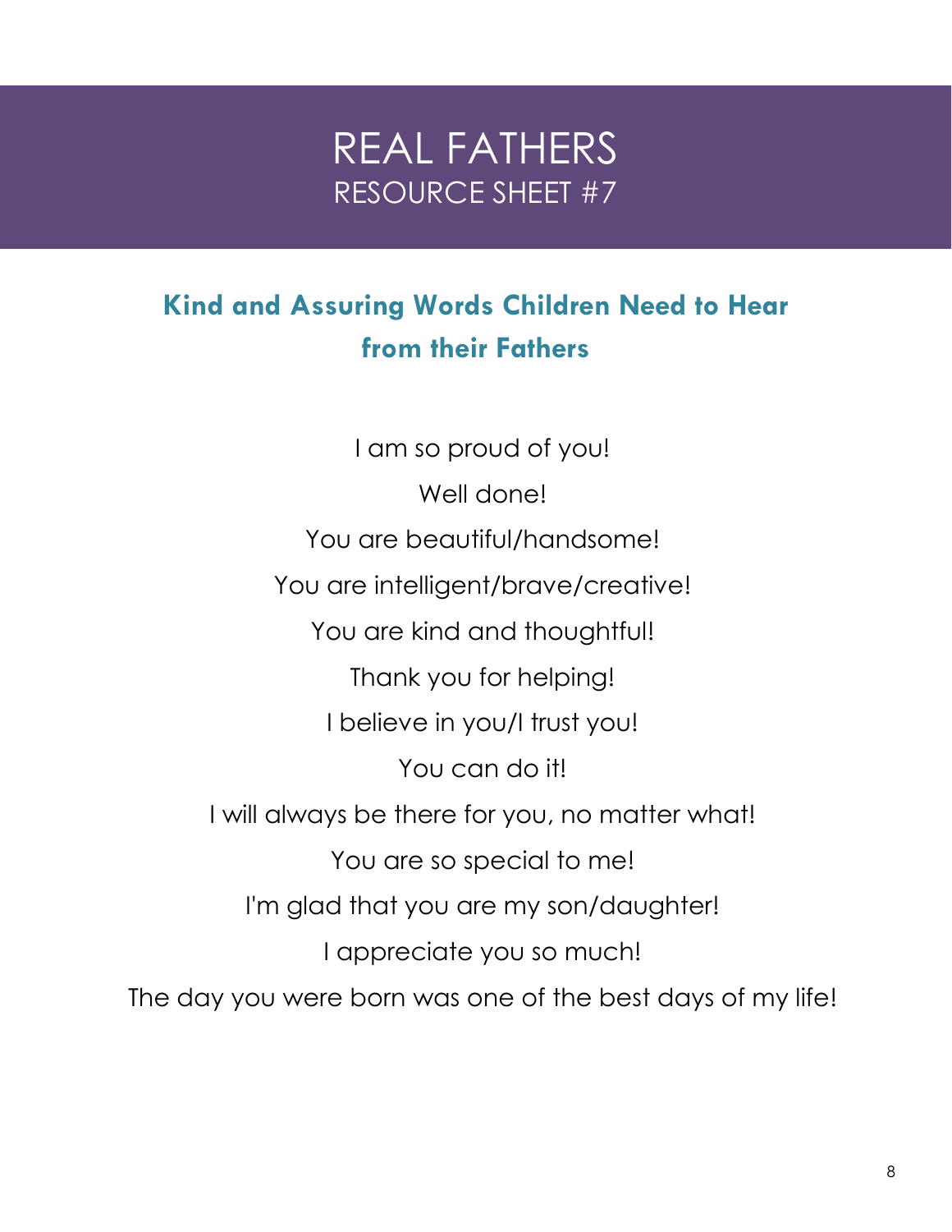# REAL FATHERS
## RESOURCE SHEET #7

### Kind and Assuring Words Children Need to Hear from their Fathers

I am so proud of you!

Well done!

You are beautiful/handsome!

You are intelligent/brave/creative!

You are kind and thoughtful!

Thank you for helping!

I believe in you/I trust you!

You can do it!

I will always be there for you, no matter what!

You are so special to me!

I'm glad that you are my son/daughter!

I appreciate you so much!

The day you were born was one of the best days of my life!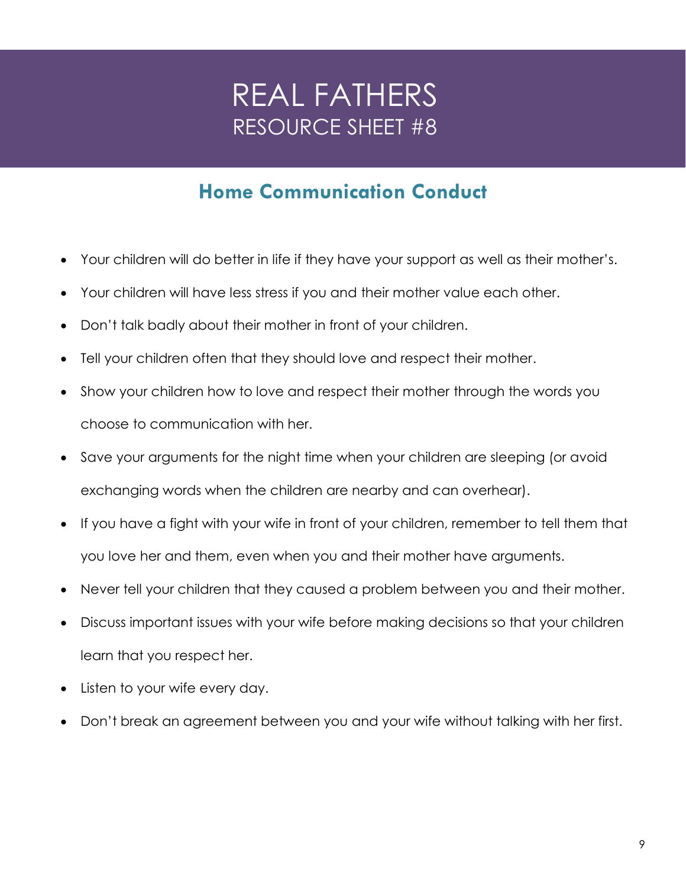# REAL FATHERS
RESOURCE SHEET #8

## Home Communication Conduct

- Your children will do better in life if they have your support as well as their mother's.
- Your children will have less stress if you and their mother value each other.
- Don't talk badly about their mother in front of your children.
- Tell your children often that they should love and respect their mother.
- Show your children how to love and respect their mother through the words you choose to communication with her.
- Save your arguments for the night time when your children are sleeping (or avoid exchanging words when the children are nearby and can overhear).
- If you have a fight with your wife in front of your children, remember to tell them that you love her and them, even when you and their mother have arguments.
- Never tell your children that they caused a problem between you and their mother.
- Discuss important issues with your wife before making decisions so that your children learn that you respect her.
- Listen to your wife every day.
- Don't break an agreement between you and your wife without talking with her first.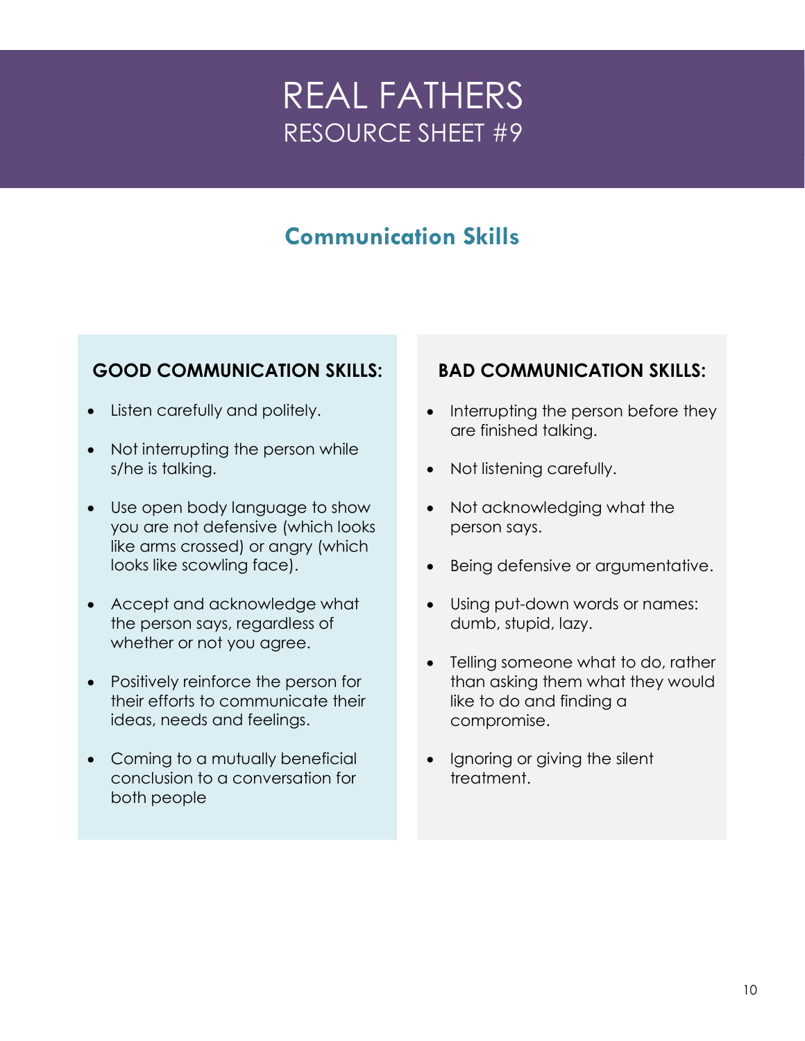# REAL FATHERS
## RESOURCE SHEET #9

## Communication Skills

### GOOD COMMUNICATION SKILLS:

- Listen carefully and politely.
- Not interrupting the person while s/he is talking.
- Use open body language to show you are not defensive (which looks like arms crossed) or angry (which looks like scowling face).
- Accept and acknowledge what the person says, regardless of whether or not you agree.
- Positively reinforce the person for their efforts to communicate their ideas, needs and feelings.
- Coming to a mutually beneficial conclusion to a conversation for both people

### BAD COMMUNICATION SKILLS:

- Interrupting the person before they are finished talking.
- Not listening carefully.
- Not acknowledging what the person says.
- Being defensive or argumentative.
- Using put-down words or names: dumb, stupid, lazy.
- Telling someone what to do, rather than asking them what they would like to do and finding a compromise.
- Ignoring or giving the silent treatment.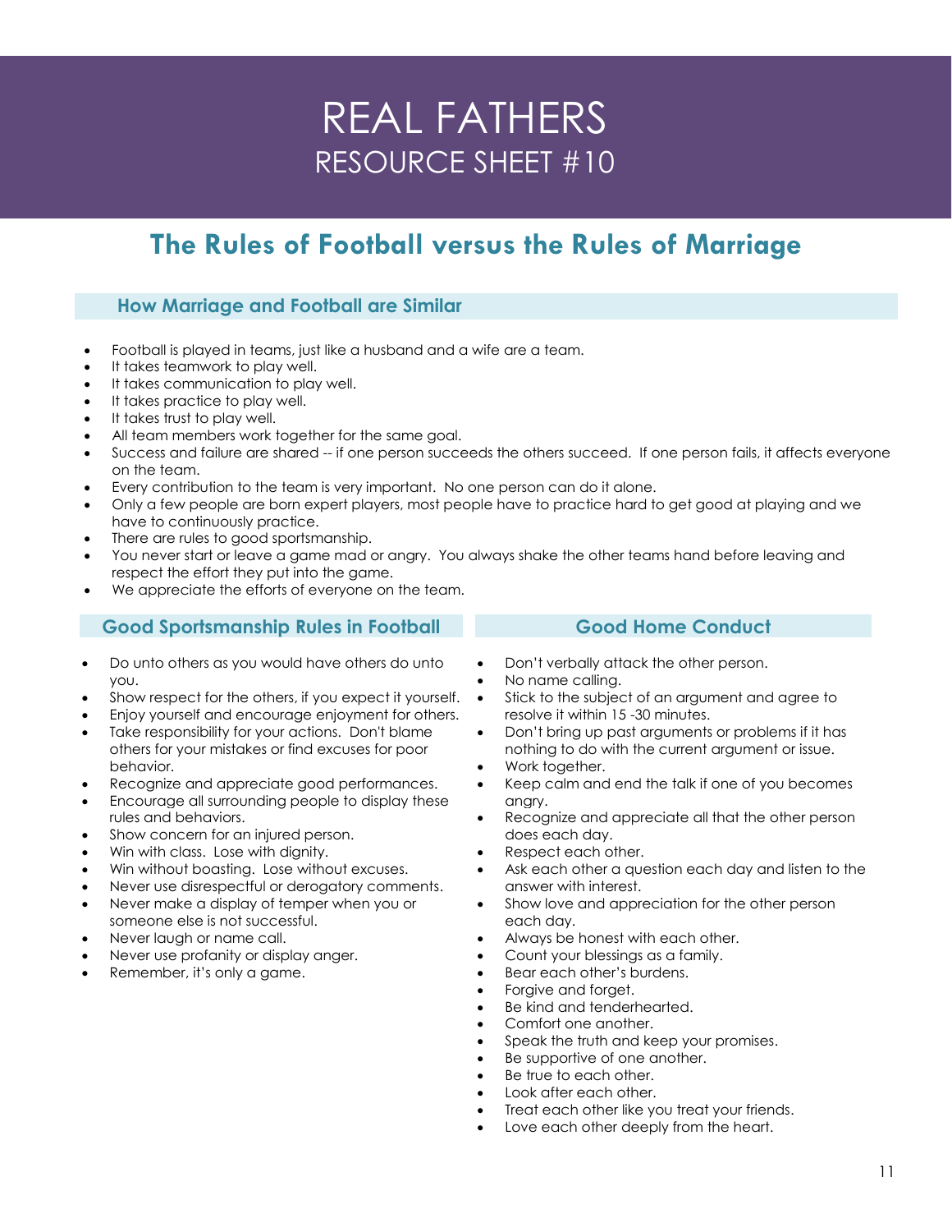# REAL FATHERS
RESOURCE SHEET #10

## The Rules of Football versus the Rules of Marriage

### How Marriage and Football are Similar

- Football is played in teams, just like a husband and a wife are a team.
- It takes teamwork to play well.
- It takes communication to play well.
- It takes practice to play well.
- It takes trust to play well.
- All team members work together for the same goal.
- Success and failure are shared -- if one person succeeds the others succeed. If one person fails, it affects everyone on the team.
- Every contribution to the team is very important. No one person can do it alone.
- Only a few people are born expert players, most people have to practice hard to get good at playing and we have to continuously practice.
- There are rules to good sportsmanship.
- You never start or leave a game mad or angry. You always shake the other teams hand before leaving and respect the effort they put into the game.
- We appreciate the efforts of everyone on the team.

### Good Sportsmanship Rules in Football

- Do unto others as you would have others do unto you.
- Show respect for the others, if you expect it yourself.
- Enjoy yourself and encourage enjoyment for others.
- Take responsibility for your actions. Don't blame others for your mistakes or find excuses for poor behavior.
- Recognize and appreciate good performances.
- Encourage all surrounding people to display these rules and behaviors.
- Show concern for an injured person.
- Win with class. Lose with dignity.
- Win without boasting. Lose without excuses.
- Never use disrespectful or derogatory comments.
- Never make a display of temper when you or someone else is not successful.
- Never laugh or name call.
- Never use profanity or display anger.
- Remember, it's only a game.

### Good Home Conduct

- Don't verbally attack the other person.
- No name calling.
- Stick to the subject of an argument and agree to resolve it within 15 -30 minutes.
- Don't bring up past arguments or problems if it has nothing to do with the current argument or issue.
- Work together.
- Keep calm and end the talk if one of you becomes angry.
- Recognize and appreciate all that the other person does each day.
- Respect each other.
- Ask each other a question each day and listen to the answer with interest.
- Show love and appreciation for the other person each day.
- Always be honest with each other.
- Count your blessings as a family.
- Bear each other's burdens.
- Forgive and forget.
- Be kind and tenderhearted.
- Comfort one another.
- Speak the truth and keep your promises.
- Be supportive of one another.
- Be true to each other.
- Look after each other.
- Treat each other like you treat your friends.
- Love each other deeply from the heart.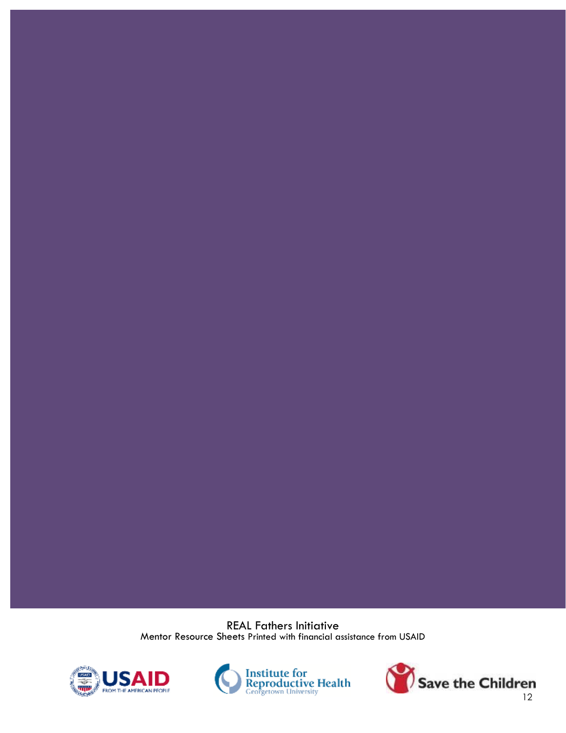REAL Fathers Initiative

Mentor Resource Sheets Printed with financial assistance from USAID